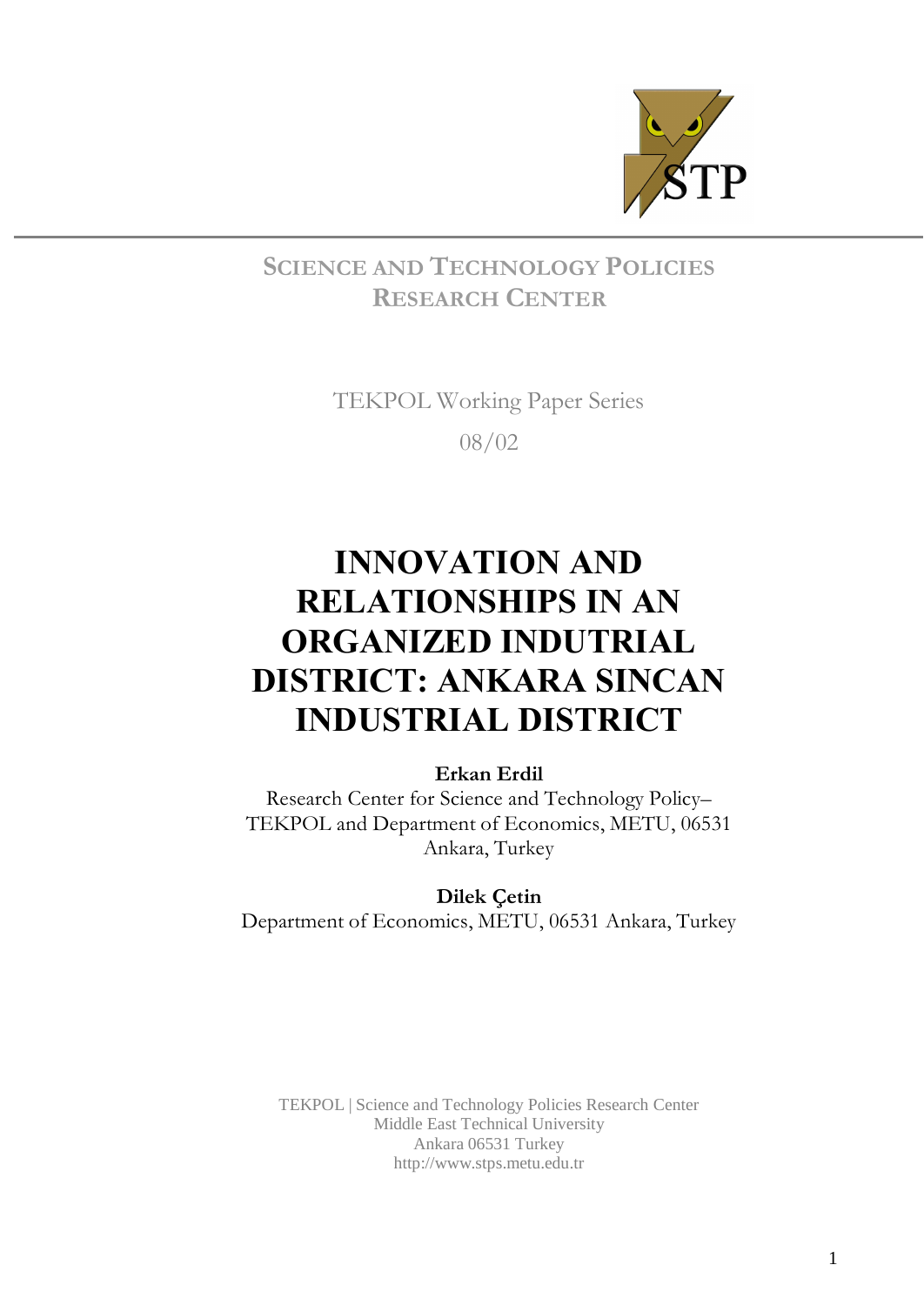STP

**SCIENCE AND TECHNOLOGY POLICIES RESEARCH CENTER**

TEKPOL Working Paper Series

08/02

# INNOVATION AND RELATIONSHIPS IN AN ORGANIZED INDUTRIAL DISTRICT: ANKARA SINCAN INDUSTRIAL DISTRICT

**Erkan Erdil**

Research Center for Science and Technology Policy– TEKPOL and Department of Economics, METU, 06531 Ankara, Turkey

**Dilek Çetin**

Department of Economics, METU, 06531 Ankara, Turkey

TEKPOL | Science and Technology Policies Research Center
Middle East Technical University
Ankara 06531 Turkey
http://www.stps.metu.edu.tr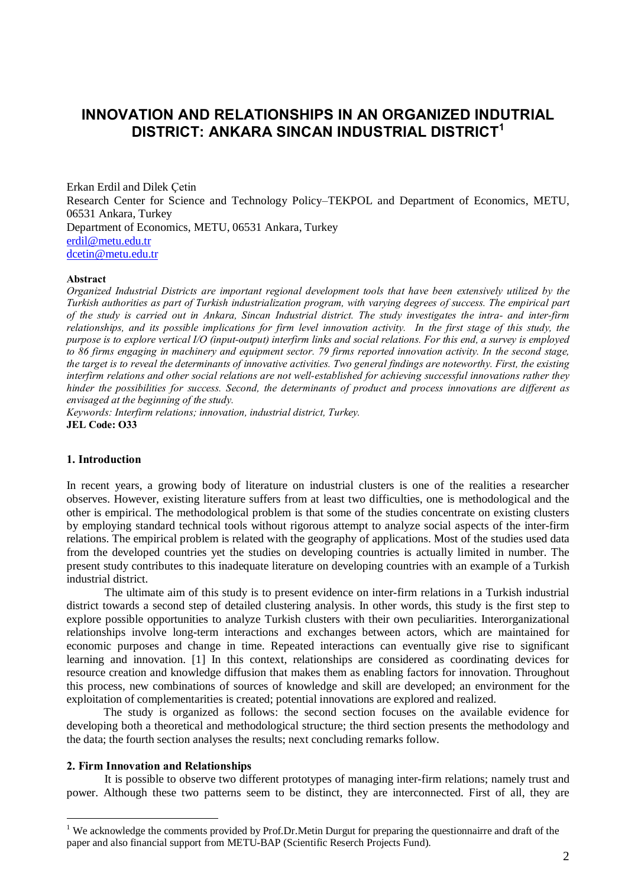# INNOVATION AND RELATIONSHIPS IN AN ORGANIZED INDUTRIAL DISTRICT: ANKARA SINCAN INDUSTRIAL DISTRICT[1]

Erkan Erdil and Dilek Çetin
Research Center for Science and Technology Policy–TEKPOL and Department of Economics, METU, 06531 Ankara, Turkey
Department of Economics, METU, 06531 Ankara, Turkey
erdil@metu.edu.tr
dcetin@metu.edu.tr

**Abstract**

*Organized Industrial Districts are important regional development tools that have been extensively utilized by the Turkish authorities as part of Turkish industrialization program, with varying degrees of success. The empirical part of the study is carried out in Ankara, Sincan Industrial district. The study investigates the intra- and inter-firm relationships, and its possible implications for firm level innovation activity. In the first stage of this study, the purpose is to explore vertical I/O (input-output) interfirm links and social relations. For this end, a survey is employed to 86 firms engaging in machinery and equipment sector. 79 firms reported innovation activity. In the second stage, the target is to reveal the determinants of innovative activities. Two general findings are noteworthy. First, the existing interfirm relations and other social relations are not well-established for achieving successful innovations rather they hinder the possibilities for success. Second, the determinants of product and process innovations are different as envisaged at the beginning of the study.*

*Keywords: Interfirm relations; innovation, industrial district, Turkey.*

**JEL Code: O33**

## 1. Introduction

In recent years, a growing body of literature on industrial clusters is one of the realities a researcher observes. However, existing literature suffers from at least two difficulties, one is methodological and the other is empirical. The methodological problem is that some of the studies concentrate on existing clusters by employing standard technical tools without rigorous attempt to analyze social aspects of the inter-firm relations. The empirical problem is related with the geography of applications. Most of the studies used data from the developed countries yet the studies on developing countries is actually limited in number. The present study contributes to this inadequate literature on developing countries with an example of a Turkish industrial district.

The ultimate aim of this study is to present evidence on inter-firm relations in a Turkish industrial district towards a second step of detailed clustering analysis. In other words, this study is the first step to explore possible opportunities to analyze Turkish clusters with their own peculiarities. Interorganizational relationships involve long-term interactions and exchanges between actors, which are maintained for economic purposes and change in time. Repeated interactions can eventually give rise to significant learning and innovation. [1] In this context, relationships are considered as coordinating devices for resource creation and knowledge diffusion that makes them as enabling factors for innovation. Throughout this process, new combinations of sources of knowledge and skill are developed; an environment for the exploitation of complementarities is created; potential innovations are explored and realized.

The study is organized as follows: the second section focuses on the available evidence for developing both a theoretical and methodological structure; the third section presents the methodology and the data; the fourth section analyses the results; next concluding remarks follow.

## 2. Firm Innovation and Relationships

It is possible to observe two different prototypes of managing inter-firm relations; namely trust and power. Although these two patterns seem to be distinct, they are interconnected. First of all, they are

[1] We acknowledge the comments provided by Prof.Dr.Metin Durgut for preparing the questionnairre and draft of the paper and also financial support from METU-BAP (Scientific Reserch Projects Fund).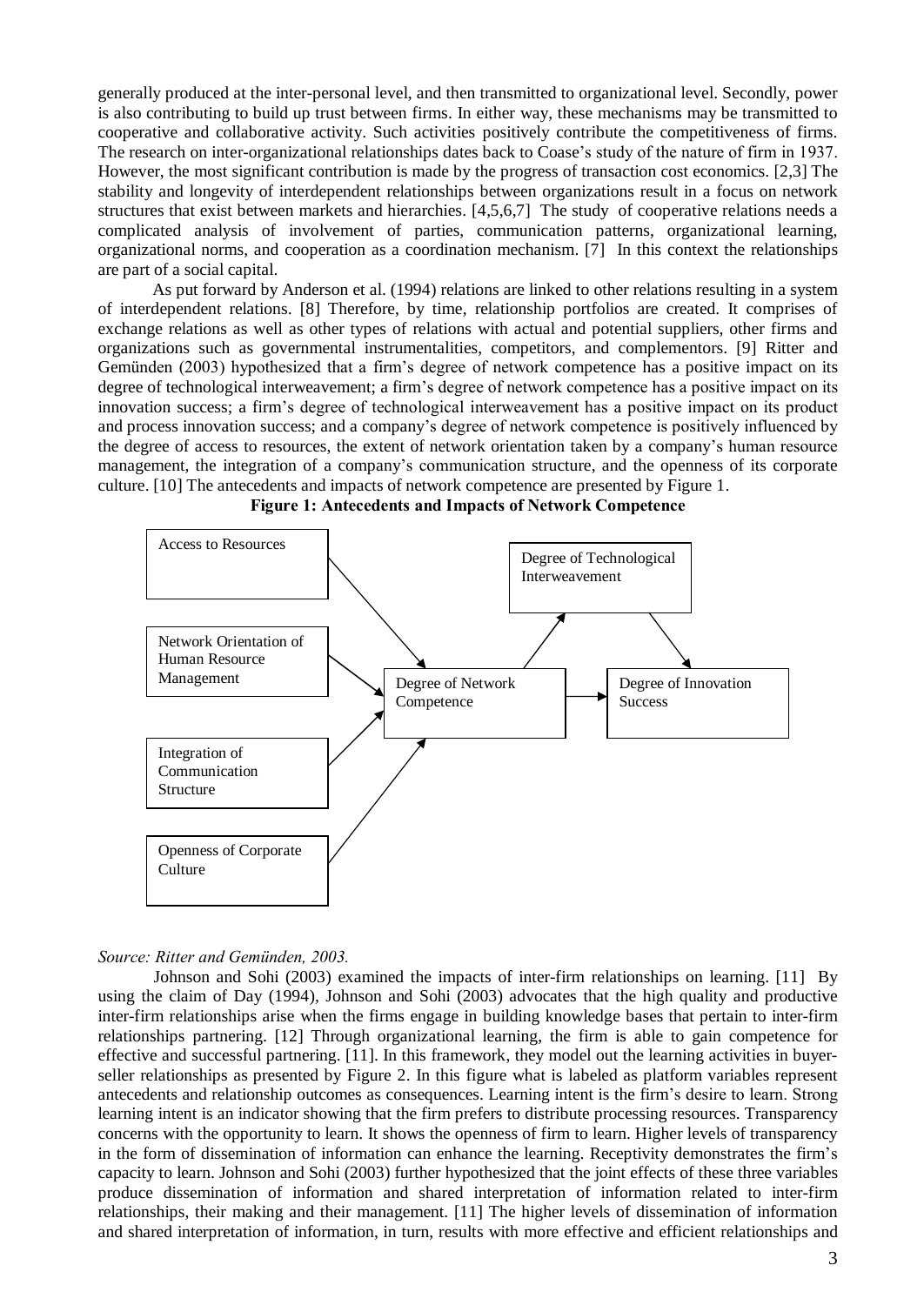generally produced at the inter-personal level, and then transmitted to organizational level. Secondly, power is also contributing to build up trust between firms. In either way, these mechanisms may be transmitted to cooperative and collaborative activity. Such activities positively contribute the competitiveness of firms. The research on inter-organizational relationships dates back to Coase's study of the nature of firm in 1937. However, the most significant contribution is made by the progress of transaction cost economics. [2,3] The stability and longevity of interdependent relationships between organizations result in a focus on network structures that exist between markets and hierarchies. [4,5,6,7] The study of cooperative relations needs a complicated analysis of involvement of parties, communication patterns, organizational learning, organizational norms, and cooperation as a coordination mechanism. [7] In this context the relationships are part of a social capital.

As put forward by Anderson et al. (1994) relations are linked to other relations resulting in a system of interdependent relations. [8] Therefore, by time, relationship portfolios are created. It comprises of exchange relations as well as other types of relations with actual and potential suppliers, other firms and organizations such as governmental instrumentalities, competitors, and complementors. [9] Ritter and Gemünden (2003) hypothesized that a firm's degree of network competence has a positive impact on its degree of technological interweavement; a firm's degree of network competence has a positive impact on its innovation success; a firm's degree of technological interweavement has a positive impact on its product and process innovation success; and a company's degree of network competence is positively influenced by the degree of access to resources, the extent of network orientation taken by a company's human resource management, the integration of a company's communication structure, and the openness of its corporate culture. [10] The antecedents and impacts of network competence are presented by Figure 1.

**Figure 1: Antecedents and Impacts of Network Competence**

```
Access to Resources                  ─┐                 ┌──> Degree of Technological Interweavement ──┐
Network Orientation of HRM           ─┤                 │                                            v
Integration of Communication Structure┼──> Degree of Network Competence ─────────────> Degree of Innovation Success
Openness of Corporate Culture        ─┘
```

*Source: Ritter and Gemünden, 2003.*

Johnson and Sohi (2003) examined the impacts of inter-firm relationships on learning. [11] By using the claim of Day (1994), Johnson and Sohi (2003) advocates that the high quality and productive inter-firm relationships arise when the firms engage in building knowledge bases that pertain to inter-firm relationships partnering. [12] Through organizational learning, the firm is able to gain competence for effective and successful partnering. [11]. In this framework, they model out the learning activities in buyer-seller relationships as presented by Figure 2. In this figure what is labeled as platform variables represent antecedents and relationship outcomes as consequences. Learning intent is the firm's desire to learn. Strong learning intent is an indicator showing that the firm prefers to distribute processing resources. Transparency concerns with the opportunity to learn. It shows the openness of firm to learn. Higher levels of transparency in the form of dissemination of information can enhance the learning. Receptivity demonstrates the firm's capacity to learn. Johnson and Sohi (2003) further hypothesized that the joint effects of these three variables produce dissemination of information and shared interpretation of information related to inter-firm relationships, their making and their management. [11] The higher levels of dissemination of information and shared interpretation of information, in turn, results with more effective and efficient relationships and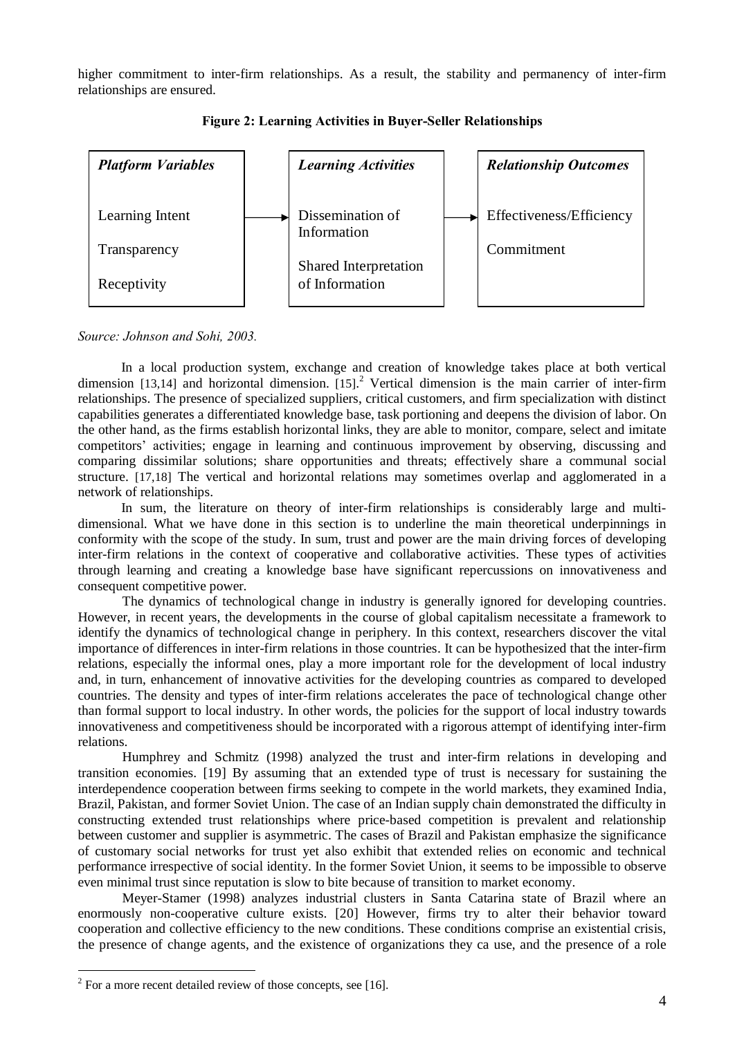higher commitment to inter-firm relationships. As a result, the stability and permanency of inter-firm relationships are ensured.

**Figure 2: Learning Activities in Buyer-Seller Relationships**

| *Platform Variables* | → | *Learning Activities* | → | *Relationship Outcomes* |
|---|---|---|---|---|
| Learning Intent<br>Transparency<br>Receptivity | | Dissemination of Information<br>Shared Interpretation of Information | | Effectiveness/Efficiency<br>Commitment |

*Source: Johnson and Sohi, 2003.*

In a local production system, exchange and creation of knowledge takes place at both vertical dimension [13,14] and horizontal dimension. [15].[2] Vertical dimension is the main carrier of inter-firm relationships. The presence of specialized suppliers, critical customers, and firm specialization with distinct capabilities generates a differentiated knowledge base, task portioning and deepens the division of labor. On the other hand, as the firms establish horizontal links, they are able to monitor, compare, select and imitate competitors' activities; engage in learning and continuous improvement by observing, discussing and comparing dissimilar solutions; share opportunities and threats; effectively share a communal social structure. [17,18] The vertical and horizontal relations may sometimes overlap and agglomerated in a network of relationships.

In sum, the literature on theory of inter-firm relationships is considerably large and multi-dimensional. What we have done in this section is to underline the main theoretical underpinnings in conformity with the scope of the study. In sum, trust and power are the main driving forces of developing inter-firm relations in the context of cooperative and collaborative activities. These types of activities through learning and creating a knowledge base have significant repercussions on innovativeness and consequent competitive power.

The dynamics of technological change in industry is generally ignored for developing countries. However, in recent years, the developments in the course of global capitalism necessitate a framework to identify the dynamics of technological change in periphery. In this context, researchers discover the vital importance of differences in inter-firm relations in those countries. It can be hypothesized that the inter-firm relations, especially the informal ones, play a more important role for the development of local industry and, in turn, enhancement of innovative activities for the developing countries as compared to developed countries. The density and types of inter-firm relations accelerates the pace of technological change other than formal support to local industry. In other words, the policies for the support of local industry towards innovativeness and competitiveness should be incorporated with a rigorous attempt of identifying inter-firm relations.

Humphrey and Schmitz (1998) analyzed the trust and inter-firm relations in developing and transition economies. [19] By assuming that an extended type of trust is necessary for sustaining the interdependence cooperation between firms seeking to compete in the world markets, they examined India, Brazil, Pakistan, and former Soviet Union. The case of an Indian supply chain demonstrated the difficulty in constructing extended trust relationships where price-based competition is prevalent and relationship between customer and supplier is asymmetric. The cases of Brazil and Pakistan emphasize the significance of customary social networks for trust yet also exhibit that extended relies on economic and technical performance irrespective of social identity. In the former Soviet Union, it seems to be impossible to observe even minimal trust since reputation is slow to bite because of transition to market economy.

Meyer-Stamer (1998) analyzes industrial clusters in Santa Catarina state of Brazil where an enormously non-cooperative culture exists. [20] However, firms try to alter their behavior toward cooperation and collective efficiency to the new conditions. These conditions comprise an existential crisis, the presence of change agents, and the existence of organizations they ca use, and the presence of a role

[2] For a more recent detailed review of those concepts, see [16].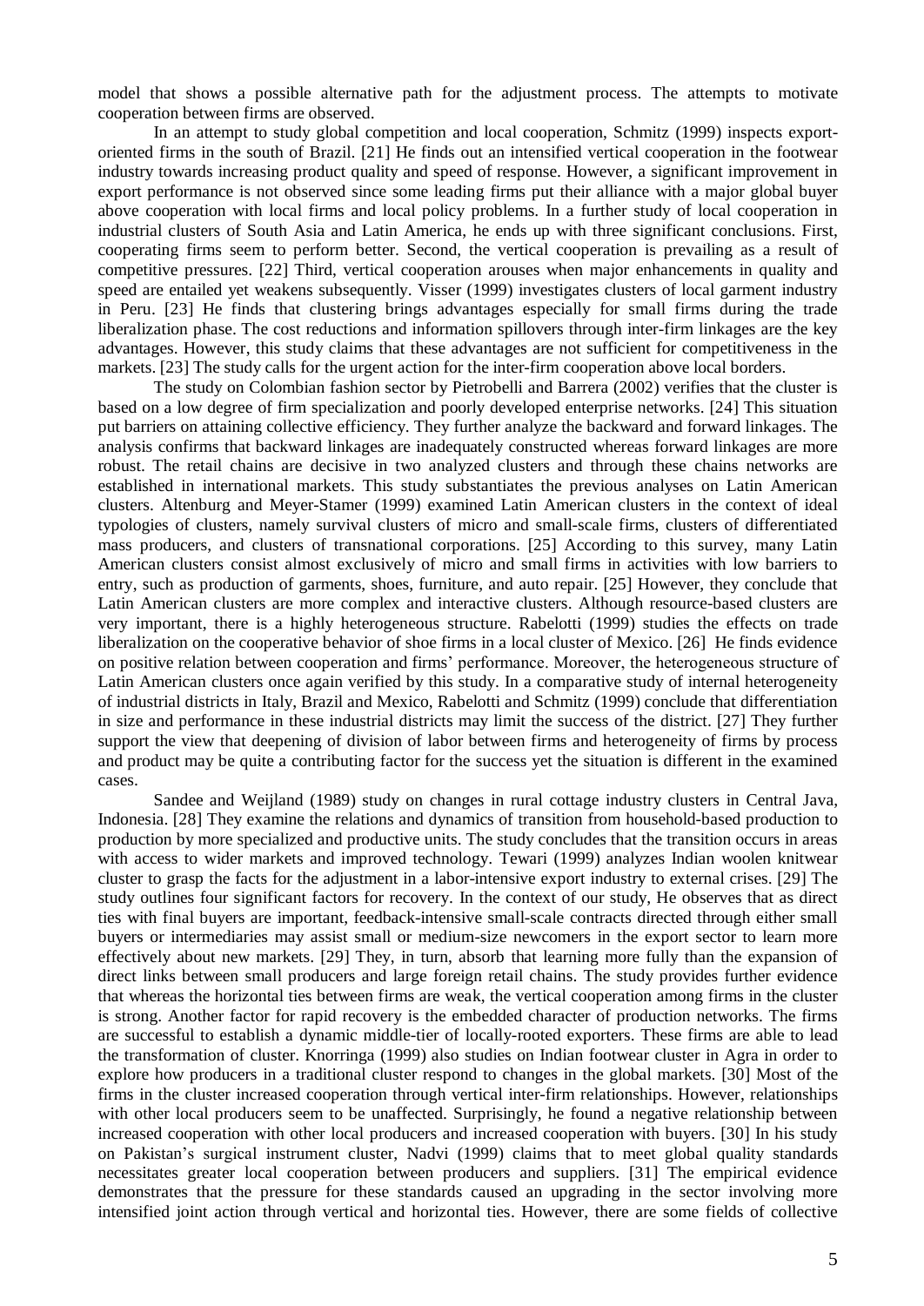model that shows a possible alternative path for the adjustment process. The attempts to motivate cooperation between firms are observed.

In an attempt to study global competition and local cooperation, Schmitz (1999) inspects export-oriented firms in the south of Brazil. [21] He finds out an intensified vertical cooperation in the footwear industry towards increasing product quality and speed of response. However, a significant improvement in export performance is not observed since some leading firms put their alliance with a major global buyer above cooperation with local firms and local policy problems. In a further study of local cooperation in industrial clusters of South Asia and Latin America, he ends up with three significant conclusions. First, cooperating firms seem to perform better. Second, the vertical cooperation is prevailing as a result of competitive pressures. [22] Third, vertical cooperation arouses when major enhancements in quality and speed are entailed yet weakens subsequently. Visser (1999) investigates clusters of local garment industry in Peru. [23] He finds that clustering brings advantages especially for small firms during the trade liberalization phase. The cost reductions and information spillovers through inter-firm linkages are the key advantages. However, this study claims that these advantages are not sufficient for competitiveness in the markets. [23] The study calls for the urgent action for the inter-firm cooperation above local borders.

The study on Colombian fashion sector by Pietrobelli and Barrera (2002) verifies that the cluster is based on a low degree of firm specialization and poorly developed enterprise networks. [24] This situation put barriers on attaining collective efficiency. They further analyze the backward and forward linkages. The analysis confirms that backward linkages are inadequately constructed whereas forward linkages are more robust. The retail chains are decisive in two analyzed clusters and through these chains networks are established in international markets. This study substantiates the previous analyses on Latin American clusters. Altenburg and Meyer-Stamer (1999) examined Latin American clusters in the context of ideal typologies of clusters, namely survival clusters of micro and small-scale firms, clusters of differentiated mass producers, and clusters of transnational corporations. [25] According to this survey, many Latin American clusters consist almost exclusively of micro and small firms in activities with low barriers to entry, such as production of garments, shoes, furniture, and auto repair. [25] However, they conclude that Latin American clusters are more complex and interactive clusters. Although resource-based clusters are very important, there is a highly heterogeneous structure. Rabelotti (1999) studies the effects on trade liberalization on the cooperative behavior of shoe firms in a local cluster of Mexico. [26] He finds evidence on positive relation between cooperation and firms' performance. Moreover, the heterogeneous structure of Latin American clusters once again verified by this study. In a comparative study of internal heterogeneity of industrial districts in Italy, Brazil and Mexico, Rabelotti and Schmitz (1999) conclude that differentiation in size and performance in these industrial districts may limit the success of the district. [27] They further support the view that deepening of division of labor between firms and heterogeneity of firms by process and product may be quite a contributing factor for the success yet the situation is different in the examined cases.

Sandee and Weijland (1989) study on changes in rural cottage industry clusters in Central Java, Indonesia. [28] They examine the relations and dynamics of transition from household-based production to production by more specialized and productive units. The study concludes that the transition occurs in areas with access to wider markets and improved technology. Tewari (1999) analyzes Indian woolen knitwear cluster to grasp the facts for the adjustment in a labor-intensive export industry to external crises. [29] The study outlines four significant factors for recovery. In the context of our study, He observes that as direct ties with final buyers are important, feedback-intensive small-scale contracts directed through either small buyers or intermediaries may assist small or medium-size newcomers in the export sector to learn more effectively about new markets. [29] They, in turn, absorb that learning more fully than the expansion of direct links between small producers and large foreign retail chains. The study provides further evidence that whereas the horizontal ties between firms are weak, the vertical cooperation among firms in the cluster is strong. Another factor for rapid recovery is the embedded character of production networks. The firms are successful to establish a dynamic middle-tier of locally-rooted exporters. These firms are able to lead the transformation of cluster. Knorringa (1999) also studies on Indian footwear cluster in Agra in order to explore how producers in a traditional cluster respond to changes in the global markets. [30] Most of the firms in the cluster increased cooperation through vertical inter-firm relationships. However, relationships with other local producers seem to be unaffected. Surprisingly, he found a negative relationship between increased cooperation with other local producers and increased cooperation with buyers. [30] In his study on Pakistan's surgical instrument cluster, Nadvi (1999) claims that to meet global quality standards necessitates greater local cooperation between producers and suppliers. [31] The empirical evidence demonstrates that the pressure for these standards caused an upgrading in the sector involving more intensified joint action through vertical and horizontal ties. However, there are some fields of collective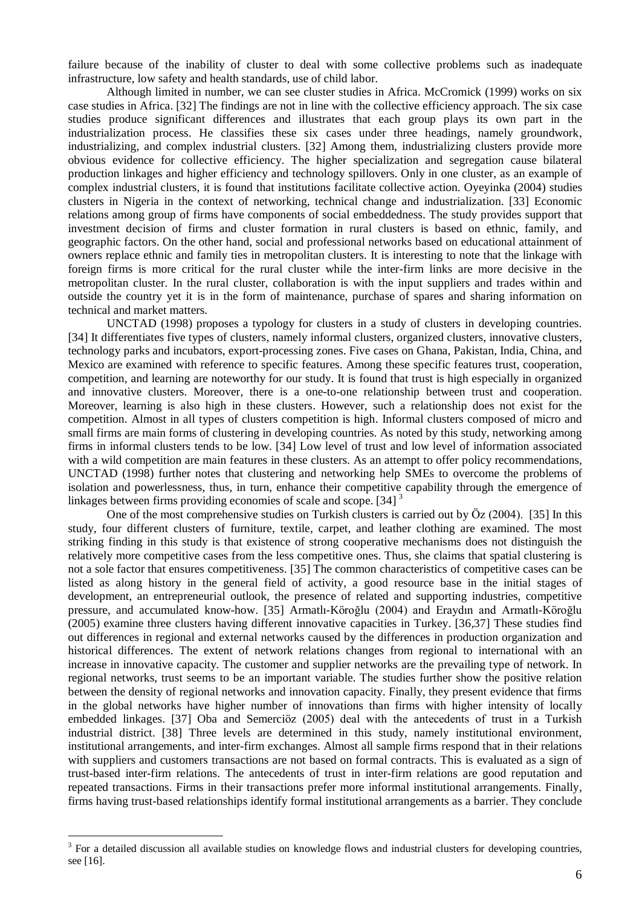failure because of the inability of cluster to deal with some collective problems such as inadequate infrastructure, low safety and health standards, use of child labor.

Although limited in number, we can see cluster studies in Africa. McCromick (1999) works on six case studies in Africa. [32] The findings are not in line with the collective efficiency approach. The six case studies produce significant differences and illustrates that each group plays its own part in the industrialization process. He classifies these six cases under three headings, namely groundwork, industrializing, and complex industrial clusters. [32] Among them, industrializing clusters provide more obvious evidence for collective efficiency. The higher specialization and segregation cause bilateral production linkages and higher efficiency and technology spillovers. Only in one cluster, as an example of complex industrial clusters, it is found that institutions facilitate collective action. Oyeyinka (2004) studies clusters in Nigeria in the context of networking, technical change and industrialization. [33] Economic relations among group of firms have components of social embeddedness. The study provides support that investment decision of firms and cluster formation in rural clusters is based on ethnic, family, and geographic factors. On the other hand, social and professional networks based on educational attainment of owners replace ethnic and family ties in metropolitan clusters. It is interesting to note that the linkage with foreign firms is more critical for the rural cluster while the inter-firm links are more decisive in the metropolitan cluster. In the rural cluster, collaboration is with the input suppliers and trades within and outside the country yet it is in the form of maintenance, purchase of spares and sharing information on technical and market matters.

UNCTAD (1998) proposes a typology for clusters in a study of clusters in developing countries. [34] It differentiates five types of clusters, namely informal clusters, organized clusters, innovative clusters, technology parks and incubators, export-processing zones. Five cases on Ghana, Pakistan, India, China, and Mexico are examined with reference to specific features. Among these specific features trust, cooperation, competition, and learning are noteworthy for our study. It is found that trust is high especially in organized and innovative clusters. Moreover, there is a one-to-one relationship between trust and cooperation. Moreover, learning is also high in these clusters. However, such a relationship does not exist for the competition. Almost in all types of clusters competition is high. Informal clusters composed of micro and small firms are main forms of clustering in developing countries. As noted by this study, networking among firms in informal clusters tends to be low. [34] Low level of trust and low level of information associated with a wild competition are main features in these clusters. As an attempt to offer policy recommendations, UNCTAD (1998) further notes that clustering and networking help SMEs to overcome the problems of isolation and powerlessness, thus, in turn, enhance their competitive capability through the emergence of linkages between firms providing economies of scale and scope. [34] [3]

One of the most comprehensive studies on Turkish clusters is carried out by Öz (2004). [35] In this study, four different clusters of furniture, textile, carpet, and leather clothing are examined. The most striking finding in this study is that existence of strong cooperative mechanisms does not distinguish the relatively more competitive cases from the less competitive ones. Thus, she claims that spatial clustering is not a sole factor that ensures competitiveness. [35] The common characteristics of competitive cases can be listed as along history in the general field of activity, a good resource base in the initial stages of development, an entrepreneurial outlook, the presence of related and supporting industries, competitive pressure, and accumulated know-how. [35] Armatlı-Köroğlu (2004) and Eraydın and Armatlı-Köroğlu (2005) examine three clusters having different innovative capacities in Turkey. [36,37] These studies find out differences in regional and external networks caused by the differences in production organization and historical differences. The extent of network relations changes from regional to international with an increase in innovative capacity. The customer and supplier networks are the prevailing type of network. In regional networks, trust seems to be an important variable. The studies further show the positive relation between the density of regional networks and innovation capacity. Finally, they present evidence that firms in the global networks have higher number of innovations than firms with higher intensity of locally embedded linkages. [37] Oba and Semerciöz (2005) deal with the antecedents of trust in a Turkish industrial district. [38] Three levels are determined in this study, namely institutional environment, institutional arrangements, and inter-firm exchanges. Almost all sample firms respond that in their relations with suppliers and customers transactions are not based on formal contracts. This is evaluated as a sign of trust-based inter-firm relations. The antecedents of trust in inter-firm relations are good reputation and repeated transactions. Firms in their transactions prefer more informal institutional arrangements. Finally, firms having trust-based relationships identify formal institutional arrangements as a barrier. They conclude

---

[3] For a detailed discussion all available studies on knowledge flows and industrial clusters for developing countries, see [16].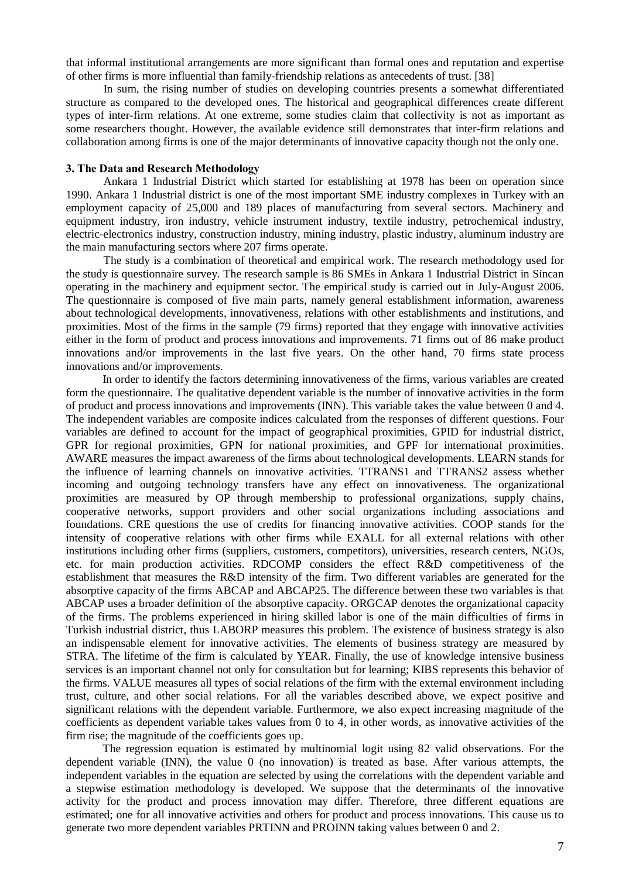that informal institutional arrangements are more significant than formal ones and reputation and expertise of other firms is more influential than family-friendship relations as antecedents of trust. [38]

In sum, the rising number of studies on developing countries presents a somewhat differentiated structure as compared to the developed ones. The historical and geographical differences create different types of inter-firm relations. At one extreme, some studies claim that collectivity is not as important as some researchers thought. However, the available evidence still demonstrates that inter-firm relations and collaboration among firms is one of the major determinants of innovative capacity though not the only one.

### 3. The Data and Research Methodology

Ankara 1 Industrial District which started for establishing at 1978 has been on operation since 1990. Ankara 1 Industrial district is one of the most important SME industry complexes in Turkey with an employment capacity of 25,000 and 189 places of manufacturing from several sectors. Machinery and equipment industry, iron industry, vehicle instrument industry, textile industry, petrochemical industry, electric-electronics industry, construction industry, mining industry, plastic industry, aluminum industry are the main manufacturing sectors where 207 firms operate.

The study is a combination of theoretical and empirical work. The research methodology used for the study is questionnaire survey. The research sample is 86 SMEs in Ankara 1 Industrial District in Sincan operating in the machinery and equipment sector. The empirical study is carried out in July-August 2006. The questionnaire is composed of five main parts, namely general establishment information, awareness about technological developments, innovativeness, relations with other establishments and institutions, and proximities. Most of the firms in the sample (79 firms) reported that they engage with innovative activities either in the form of product and process innovations and improvements. 71 firms out of 86 make product innovations and/or improvements in the last five years. On the other hand, 70 firms state process innovations and/or improvements.

In order to identify the factors determining innovativeness of the firms, various variables are created form the questionnaire. The qualitative dependent variable is the number of innovative activities in the form of product and process innovations and improvements (INN). This variable takes the value between 0 and 4. The independent variables are composite indices calculated from the responses of different questions. Four variables are defined to account for the impact of geographical proximities, GPID for industrial district, GPR for regional proximities, GPN for national proximities, and GPF for international proximities. AWARE measures the impact awareness of the firms about technological developments. LEARN stands for the influence of learning channels on innovative activities. TTRANS1 and TTRANS2 assess whether incoming and outgoing technology transfers have any effect on innovativeness. The organizational proximities are measured by OP through membership to professional organizations, supply chains, cooperative networks, support providers and other social organizations including associations and foundations. CRE questions the use of credits for financing innovative activities. COOP stands for the intensity of cooperative relations with other firms while EXALL for all external relations with other institutions including other firms (suppliers, customers, competitors), universities, research centers, NGOs, etc. for main production activities. RDCOMP considers the effect R&D competitiveness of the establishment that measures the R&D intensity of the firm. Two different variables are generated for the absorptive capacity of the firms ABCAP and ABCAP25. The difference between these two variables is that ABCAP uses a broader definition of the absorptive capacity. ORGCAP denotes the organizational capacity of the firms. The problems experienced in hiring skilled labor is one of the main difficulties of firms in Turkish industrial district, thus LABORP measures this problem. The existence of business strategy is also an indispensable element for innovative activities. The elements of business strategy are measured by STRA. The lifetime of the firm is calculated by YEAR. Finally, the use of knowledge intensive business services is an important channel not only for consultation but for learning; KIBS represents this behavior of the firms. VALUE measures all types of social relations of the firm with the external environment including trust, culture, and other social relations. For all the variables described above, we expect positive and significant relations with the dependent variable. Furthermore, we also expect increasing magnitude of the coefficients as dependent variable takes values from 0 to 4, in other words, as innovative activities of the firm rise; the magnitude of the coefficients goes up.

The regression equation is estimated by multinomial logit using 82 valid observations. For the dependent variable (INN), the value 0 (no innovation) is treated as base. After various attempts, the independent variables in the equation are selected by using the correlations with the dependent variable and a stepwise estimation methodology is developed. We suppose that the determinants of the innovative activity for the product and process innovation may differ. Therefore, three different equations are estimated; one for all innovative activities and others for product and process innovations. This cause us to generate two more dependent variables PRTINN and PROINN taking values between 0 and 2.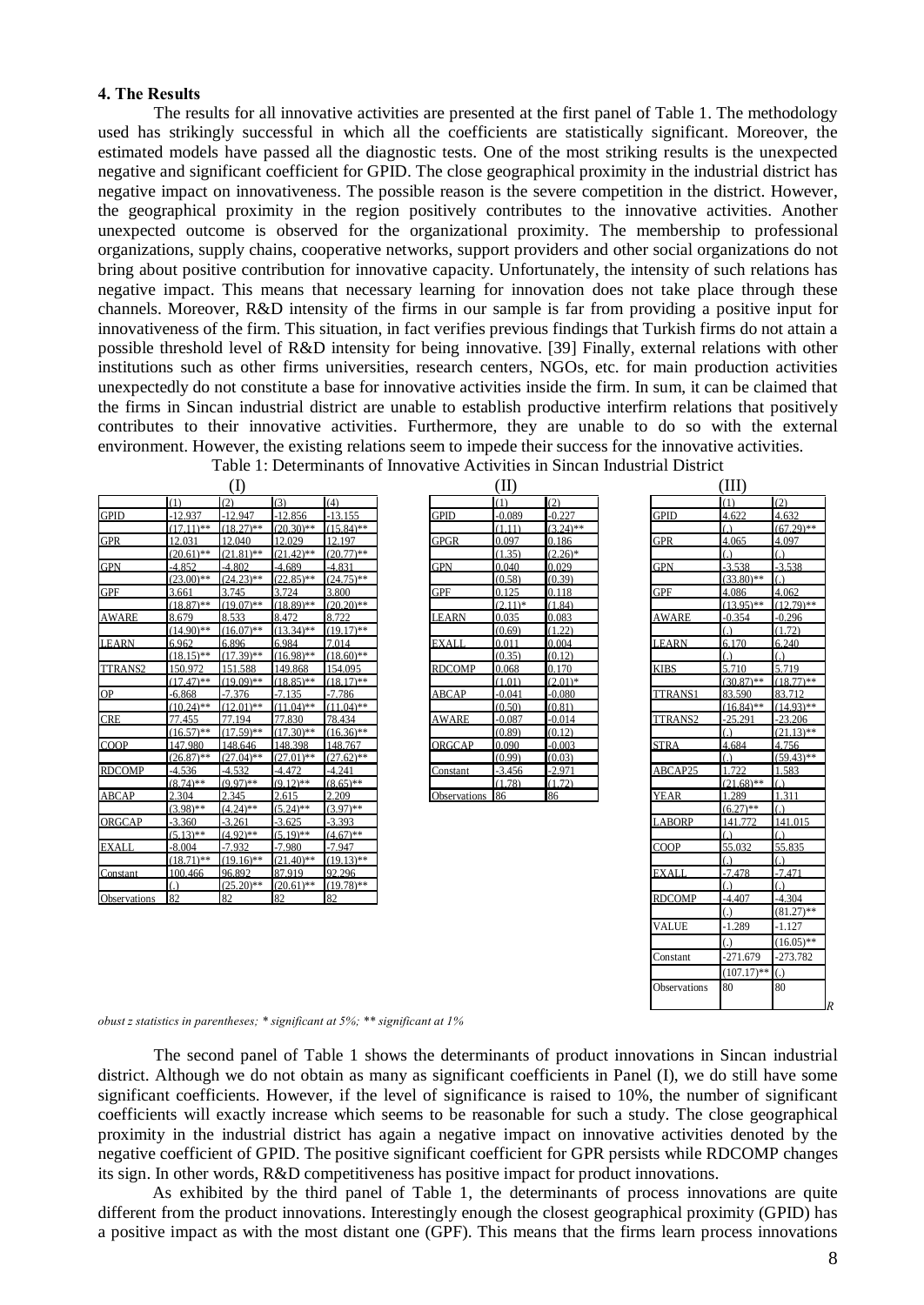#### 4. The Results

The results for all innovative activities are presented at the first panel of Table 1. The methodology used has strikingly successful in which all the coefficients are statistically significant. Moreover, the estimated models have passed all the diagnostic tests. One of the most striking results is the unexpected negative and significant coefficient for GPID. The close geographical proximity in the industrial district has negative impact on innovativeness. The possible reason is the severe competition in the district. However, the geographical proximity in the region positively contributes to the innovative activities. Another unexpected outcome is observed for the organizational proximity. The membership to professional organizations, supply chains, cooperative networks, support providers and other social organizations do not bring about positive contribution for innovative capacity. Unfortunately, the intensity of such relations has negative impact. This means that necessary learning for innovation does not take place through these channels. Moreover, R&D intensity of the firms in our sample is far from providing a positive input for innovativeness of the firm. This situation, in fact verifies previous findings that Turkish firms do not attain a possible threshold level of R&D intensity for being innovative. [39] Finally, external relations with other institutions such as other firms universities, research centers, NGOs, etc. for main production activities unexpectedly do not constitute a base for innovative activities inside the firm. In sum, it can be claimed that the firms in Sincan industrial district are unable to establish productive interfirm relations that positively contributes to their innovative activities. Furthermore, they are unable to do so with the external environment. However, the existing relations seem to impede their success for the innovative activities.

Table 1: Determinants of Innovative Activities in Sincan Industrial District

(I)

| | (1) | (2) | (3) | (4) |
|---|---|---|---|---|
| GPID | -12.937 | -12.947 | -12.856 | -13.155 |
| | (17.11)** | (18.27)** | (20.30)** | (15.84)** |
| GPR | 12.031 | 12.040 | 12.029 | 12.197 |
| | (20.61)** | (21.81)** | (21.42)** | (20.77)** |
| GPN | -4.852 | -4.802 | -4.689 | -4.831 |
| | (23.00)** | (24.23)** | (22.85)** | (24.75)** |
| GPF | 3.661 | 3.745 | 3.724 | 3.800 |
| | (18.87)** | (19.07)** | (18.89)** | (20.20)** |
| AWARE | 8.679 | 8.533 | 8.472 | 8.722 |
| | (14.90)** | (16.07)** | (13.34)** | (19.17)** |
| LEARN | 6.962 | 6.896 | 6.984 | 7.014 |
| | (18.15)** | (17.39)** | (16.98)** | (18.60)** |
| TTRANS2 | 150.972 | 151.588 | 149.868 | 154.095 |
| | (17.47)** | (19.09)** | (18.85)** | (18.17)** |
| OP | -6.868 | -7.376 | -7.135 | -7.786 |
| | (10.24)** | (12.01)** | (11.04)** | (11.04)** |
| CRE | 77.455 | 77.194 | 77.830 | 78.434 |
| | (16.57)** | (17.59)** | (17.30)** | (16.36)** |
| COOP | 147.980 | 148.646 | 148.398 | 148.767 |
| | (26.87)** | (27.04)** | (27.01)** | (27.62)** |
| RDCOMP | -4.536 | -4.532 | -4.472 | -4.241 |
| | (8.74)** | (9.97)** | (9.12)** | (8.65)** |
| ABCAP | 2.304 | 2.345 | 2.615 | 2.209 |
| | (3.98)** | (4.24)** | (5.24)** | (3.97)** |
| ORGCAP | -3.360 | -3.261 | -3.625 | -3.393 |
| | (5.13)** | (4.92)** | (5.19)** | (4.67)** |
| EXALL | -8.004 | -7.932 | -7.980 | -7.947 |
| | (18.71)** | (19.16)** | (21.40)** | (19.13)** |
| Constant | 100.466 | 96.892 | 87.919 | 92.296 |
| | (.) | (25.20)** | (20.61)** | (19.78)** |
| Observations | 82 | 82 | 82 | 82 |

(II)

| | (1) | (2) |
|---|---|---|
| GPID | -0.089 | -0.227 |
| | (1.11) | (3.24)** |
| GPGR | 0.097 | 0.186 |
| | (1.35) | (2.26)* |
| GPN | 0.040 | 0.029 |
| | (0.58) | (0.39) |
| GPF | 0.125 | 0.118 |
| | (2.11)* | (1.84) |
| LEARN | 0.035 | 0.083 |
| | (0.69) | (1.22) |
| EXALL | 0.011 | 0.004 |
| | (0.35) | (0.12) |
| RDCOMP | 0.068 | 0.170 |
| | (1.01) | (2.01)* |
| ABCAP | -0.041 | -0.080 |
| | (0.50) | (0.81) |
| AWARE | -0.087 | -0.014 |
| | (0.89) | (0.12) |
| ORGCAP | 0.090 | -0.003 |
| | (0.99) | (0.03) |
| Constant | -3.456 | -2.971 |
| | (1.78) | (1.72) |
| Observations | 86 | 86 |

(III)

| | (1) | (2) |
|---|---|---|
| GPID | 4.622 | 4.632 |
| | (.) | (67.29)** |
| GPR | 4.065 | 4.097 |
| | (.) | (.) |
| GPN | -3.538 | -3.538 |
| | (33.80)** | (.) |
| GPF | 4.086 | 4.062 |
| | (13.95)** | (12.79)** |
| AWARE | -0.354 | -0.296 |
| | (.) | (1.72) |
| LEARN | 6.170 | 6.240 |
| | (.) | (.) |
| KIBS | 5.710 | 5.719 |
| | (30.87)** | (18.77)** |
| TTRANS1 | 83.590 | 83.712 |
| | (16.84)** | (14.93)** |
| TTRANS2 | -25.291 | -23.206 |
| | (.) | (21.13)** |
| STRA | 4.684 | 4.756 |
| | (.) | (59.43)** |
| ABCAP25 | 1.722 | 1.583 |
| | (21.68)** | (.) |
| YEAR | 1.289 | 1.311 |
| | (6.27)** | (.) |
| LABORP | 141.772 | 141.015 |
| | (.) | (.) |
| COOP | 55.032 | 55.835 |
| | (.) | (.) |
| EXALL | -7.478 | -7.471 |
| | (.) | (.) |
| RDCOMP | -4.407 | -4.304 |
| | (.) | (81.27)** |
| VALUE | -1.289 | -1.127 |
| | (.) | (16.05)** |
| Constant | -271.679 | -273.782 |
| | (107.17)** | (.) |
| Observations | 80 | 80 |

*Robust z statistics in parentheses; * significant at 5%; ** significant at 1%*

The second panel of Table 1 shows the determinants of product innovations in Sincan industrial district. Although we do not obtain as many as significant coefficients in Panel (I), we do still have some significant coefficients. However, if the level of significance is raised to 10%, the number of significant coefficients will exactly increase which seems to be reasonable for such a study. The close geographical proximity in the industrial district has again a negative impact on innovative activities denoted by the negative coefficient of GPID. The positive significant coefficient for GPR persists while RDCOMP changes its sign. In other words, R&D competitiveness has positive impact for product innovations.

As exhibited by the third panel of Table 1, the determinants of process innovations are quite different from the product innovations. Interestingly enough the closest geographical proximity (GPID) has a positive impact as with the most distant one (GPF). This means that the firms learn process innovations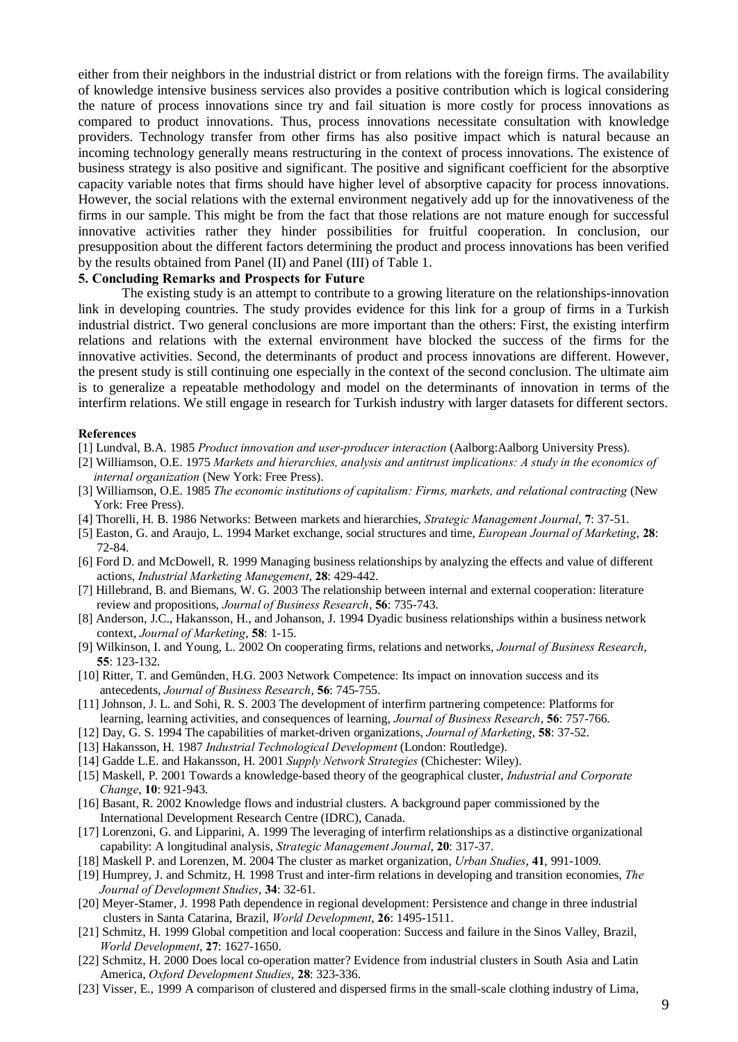either from their neighbors in the industrial district or from relations with the foreign firms. The availability of knowledge intensive business services also provides a positive contribution which is logical considering the nature of process innovations since try and fail situation is more costly for process innovations as compared to product innovations. Thus, process innovations necessitate consultation with knowledge providers. Technology transfer from other firms has also positive impact which is natural because an incoming technology generally means restructuring in the context of process innovations. The existence of business strategy is also positive and significant. The positive and significant coefficient for the absorptive capacity variable notes that firms should have higher level of absorptive capacity for process innovations. However, the social relations with the external environment negatively add up for the innovativeness of the firms in our sample. This might be from the fact that those relations are not mature enough for successful innovative activities rather they hinder possibilities for fruitful cooperation. In conclusion, our presupposition about the different factors determining the product and process innovations has been verified by the results obtained from Panel (II) and Panel (III) of Table 1.

## 5. Concluding Remarks and Prospects for Future

The existing study is an attempt to contribute to a growing literature on the relationships-innovation link in developing countries. The study provides evidence for this link for a group of firms in a Turkish industrial district. Two general conclusions are more important than the others: First, the existing interfirm relations and relations with the external environment have blocked the success of the firms for the innovative activities. Second, the determinants of product and process innovations are different. However, the present study is still continuing one especially in the context of the second conclusion. The ultimate aim is to generalize a repeatable methodology and model on the determinants of innovation in terms of the interfirm relations. We still engage in research for Turkish industry with larger datasets for different sectors.

### References

[1] Lundval, B.A. 1985 *Product innovation and user-producer interaction* (Aalborg:Aalborg University Press).

[2] Williamson, O.E. 1975 *Markets and hierarchies, analysis and antitrust implications: A study in the economics of internal organization* (New York: Free Press).

[3] Williamson, O.E. 1985 *The economic institutions of capitalism: Firms, markets, and relational contracting* (New York: Free Press).

[4] Thorelli, H. B. 1986 Networks: Between markets and hierarchies, *Strategic Management Journal*, **7**: 37-51.

[5] Easton, G. and Araujo, L. 1994 Market exchange, social structures and time, *European Journal of Marketing*, **28**: 72-84.

[6] Ford D. and McDowell, R. 1999 Managing business relationships by analyzing the effects and value of different actions, *Industrial Marketing Manegement*, **28**: 429-442.

[7] Hillebrand, B. and Biemans, W. G. 2003 The relationship between internal and external cooperation: literature review and propositions, *Journal of Business Research*, **56**: 735-743.

[8] Anderson, J.C., Hakansson, H., and Johanson, J. 1994 Dyadic business relationships within a business network context, *Journal of Marketing*, **58**: 1-15.

[9] Wilkinson, I. and Young, L. 2002 On cooperating firms, relations and networks, *Journal of Business Research*, **55**: 123-132.

[10] Ritter, T. and Gemünden, H.G. 2003 Network Competence: Its impact on innovation success and its antecedents, *Journal of Business Research*, **56**: 745-755.

[11] Johnson, J. L. and Sohi, R. S. 2003 The development of interfirm partnering competence: Platforms for learning, learning activities, and consequences of learning, *Journal of Business Research*, **56**: 757-766.

[12] Day, G. S. 1994 The capabilities of market-driven organizations, *Journal of Marketing*, **58**: 37-52.

[13] Hakansson, H. 1987 *Industrial Technological Development* (London: Routledge).

[14] Gadde L.E. and Hakansson, H. 2001 *Supply Network Strategies* (Chichester: Wiley).

[15] Maskell, P. 2001 Towards a knowledge-based theory of the geographical cluster, *Industrial and Corporate Change*, **10**: 921-943.

[16] Basant, R. 2002 Knowledge flows and industrial clusters. A background paper commissioned by the International Development Research Centre (IDRC), Canada.

[17] Lorenzoni, G. and Lipparini, A. 1999 The leveraging of interfirm relationships as a distinctive organizational capability: A longitudinal analysis, *Strategic Management Journal*, **20**: 317-37.

[18] Maskell P. and Lorenzen, M. 2004 The cluster as market organization, *Urban Studies*, **41**, 991-1009.

[19] Humprey, J. and Schmitz, H. 1998 Trust and inter-firm relations in developing and transition economies, *The Journal of Development Studies*, **34**: 32-61.

[20] Meyer-Stamer, J. 1998 Path dependence in regional development: Persistence and change in three industrial clusters in Santa Catarina, Brazil, *World Development*, **26**: 1495-1511.

[21] Schmitz, H. 1999 Global competition and local cooperation: Success and failure in the Sinos Valley, Brazil, *World Development*, **27**: 1627-1650.

[22] Schmitz, H. 2000 Does local co-operation matter? Evidence from industrial clusters in South Asia and Latin America, *Oxford Development Studies*, **28**: 323-336.

[23] Visser, E., 1999 A comparison of clustered and dispersed firms in the small-scale clothing industry of Lima,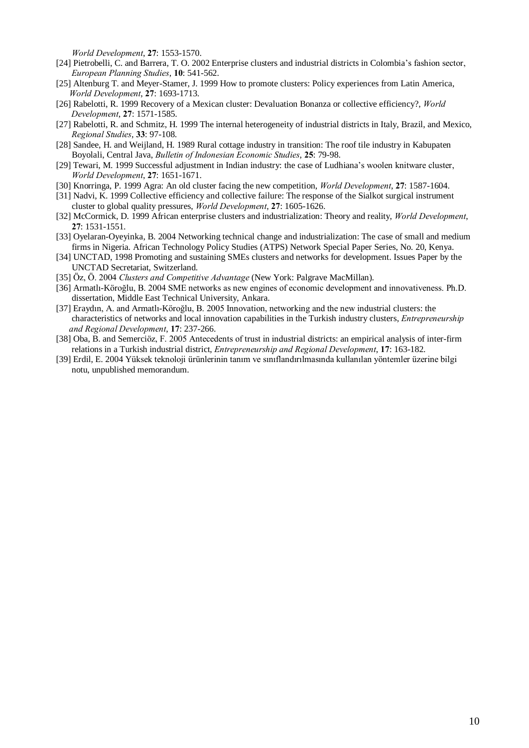*World Development*, **27**: 1553-1570.

[24] Pietrobelli, C. and Barrera, T. O. 2002 Enterprise clusters and industrial districts in Colombia's fashion sector, *European Planning Studies*, **10**: 541-562.

[25] Altenburg T. and Meyer-Stamer, J. 1999 How to promote clusters: Policy experiences from Latin America, *World Development*, **27**: 1693-1713.

[26] Rabelotti, R. 1999 Recovery of a Mexican cluster: Devaluation Bonanza or collective efficiency?, *World Development*, **27**: 1571-1585.

[27] Rabelotti, R. and Schmitz, H. 1999 The internal heterogeneity of industrial districts in Italy, Brazil, and Mexico, *Regional Studies*, **33**: 97-108.

[28] Sandee, H. and Weijland, H. 1989 Rural cottage industry in transition: The roof tile industry in Kabupaten Boyolali, Central Java, *Bulletin of Indonesian Economic Studies*, **25**: 79-98.

[29] Tewari, M. 1999 Successful adjustment in Indian industry: the case of Ludhiana's woolen knitware cluster, *World Development*, **27**: 1651-1671.

[30] Knorringa, P. 1999 Agra: An old cluster facing the new competition, *World Development*, **27**: 1587-1604.

[31] Nadvi, K. 1999 Collective efficiency and collective failure: The response of the Sialkot surgical instrument cluster to global quality pressures, *World Development*, **27**: 1605-1626.

[32] McCormick, D. 1999 African enterprise clusters and industrialization: Theory and reality, *World Development*, **27**: 1531-1551.

[33] Oyelaran-Oyeyinka, B. 2004 Networking technical change and industrialization: The case of small and medium firms in Nigeria. African Technology Policy Studies (ATPS) Network Special Paper Series, No. 20, Kenya.

[34] UNCTAD, 1998 Promoting and sustaining SMEs clusters and networks for development. Issues Paper by the UNCTAD Secretariat, Switzerland.

[35] Öz, Ö. 2004 *Clusters and Competitive Advantage* (New York: Palgrave MacMillan).

[36] Armatlı-Köroğlu, B. 2004 SME networks as new engines of economic development and innovativeness. Ph.D. dissertation, Middle East Technical University, Ankara.

[37] Eraydın, A. and Armatlı-Köroğlu, B. 2005 Innovation, networking and the new industrial clusters: the characteristics of networks and local innovation capabilities in the Turkish industry clusters, *Entrepreneurship and Regional Development*, **17**: 237-266.

[38] Oba, B. and Semerciöz, F. 2005 Antecedents of trust in industrial districts: an empirical analysis of inter-firm relations in a Turkish industrial district, *Entrepreneurship and Regional Development*, **17**: 163-182.

[39] Erdil, E. 2004 Yüksek teknoloji ürünlerinin tanım ve sınıflandırılmasında kullanılan yöntemler üzerine bilgi notu, unpublished memorandum.